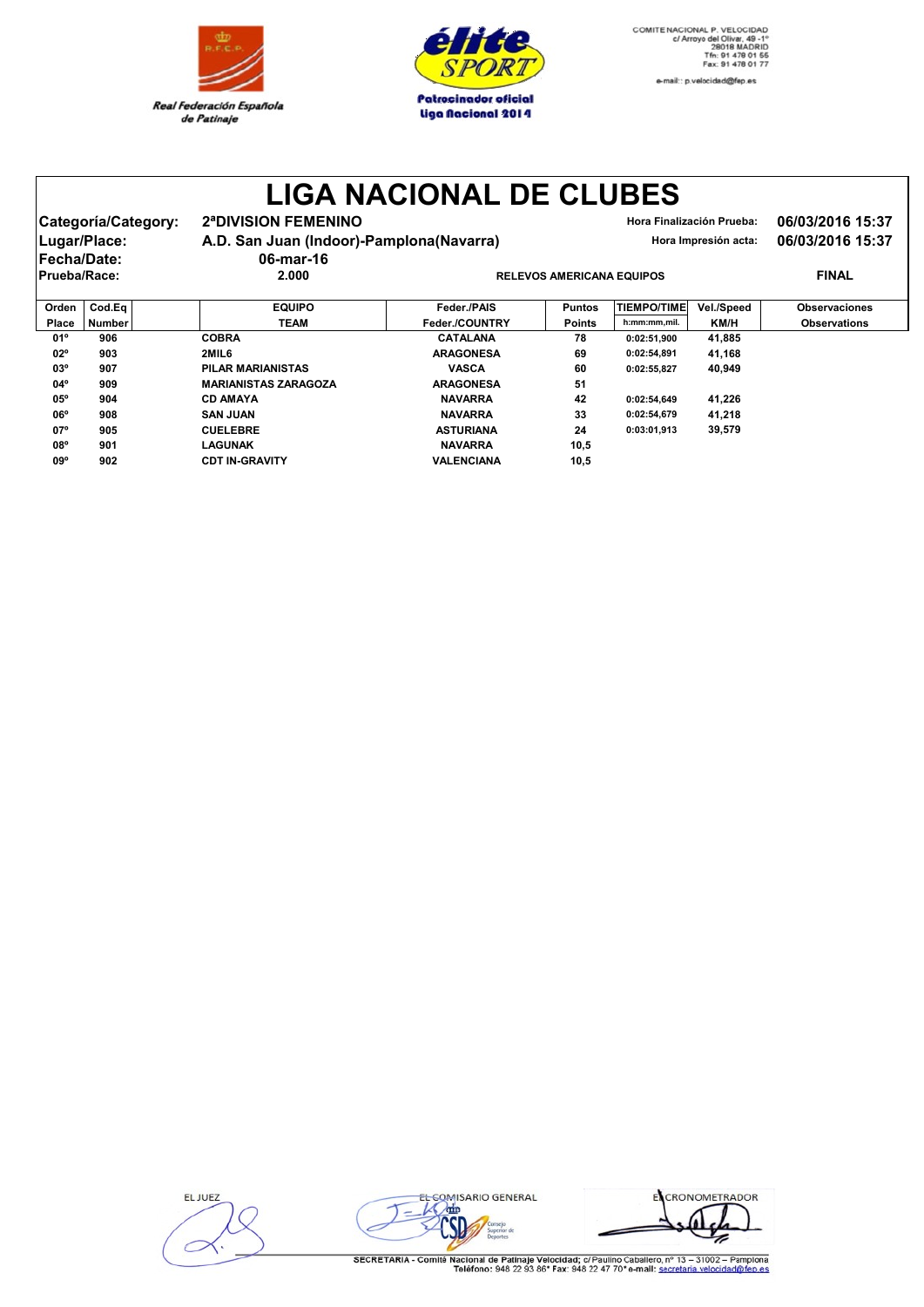Real Federación Española de Patinaje

élite SPORT
Patrocinador oficial
Liga Nacional 2014

COMITE NACIONAL P. VELOCIDAD
c/ Arroyo del Olivar, 49 -1º
28018 MADRID
Tfn: 91 478 01 55
Fax: 91 478 01 77
e-mail:: p.velocidad@fep.es

# LIGA NACIONAL DE CLUBES

**Categoría/Category:** 2ªDIVISION FEMENINO
**Lugar/Place:** A.D. San Juan (Indoor)-Pamplona(Navarra)
**Fecha/Date:** 06-mar-16
**Prueba/Race:** 2.000 RELEVOS AMERICANA EQUIPOS

**Hora Finalización Prueba:** 06/03/2016 15:37
**Hora Impresión acta:** 06/03/2016 15:37

**FINAL**

| Orden Place | Cod.Eq Number | EQUIPO TEAM | Feder./PAIS Feder./COUNTRY | Puntos Points | TIEMPO/TIME h:mm:mm,mil. | Vel./Speed KM/H | Observaciones Observations |
|---|---|---|---|---|---|---|---|
| 01º | 906 | COBRA | CATALANA | 78 | 0:02:51,900 | 41,885 | |
| 02º | 903 | 2MIL6 | ARAGONESA | 69 | 0:02:54,891 | 41,168 | |
| 03º | 907 | PILAR MARIANISTAS | VASCA | 60 | 0:02:55,827 | 40,949 | |
| 04º | 909 | MARIANISTAS ZARAGOZA | ARAGONESA | 51 | | | |
| 05º | 904 | CD AMAYA | NAVARRA | 42 | 0:02:54,649 | 41,226 | |
| 06º | 908 | SAN JUAN | NAVARRA | 33 | 0:02:54,679 | 41,218 | |
| 07º | 905 | CUELEBRE | ASTURIANA | 24 | 0:03:01,913 | 39,579 | |
| 08º | 901 | LAGUNAK | NAVARRA | 10,5 | | | |
| 09º | 902 | CDT IN-GRAVITY | VALENCIANA | 10,5 | | | |

EL JUEZ | EL COMISARIO GENERAL | EL CRONOMETRADOR

SECRETARIA - Comité Nacional de Patinaje Velocidad; c/ Paulino Caballero, nº 13 – 31002 – Pamplona
Teléfono: 948 22 93 86\* Fax: 948 22 47 70\* e-mail: secretaria.velocidad@fep.es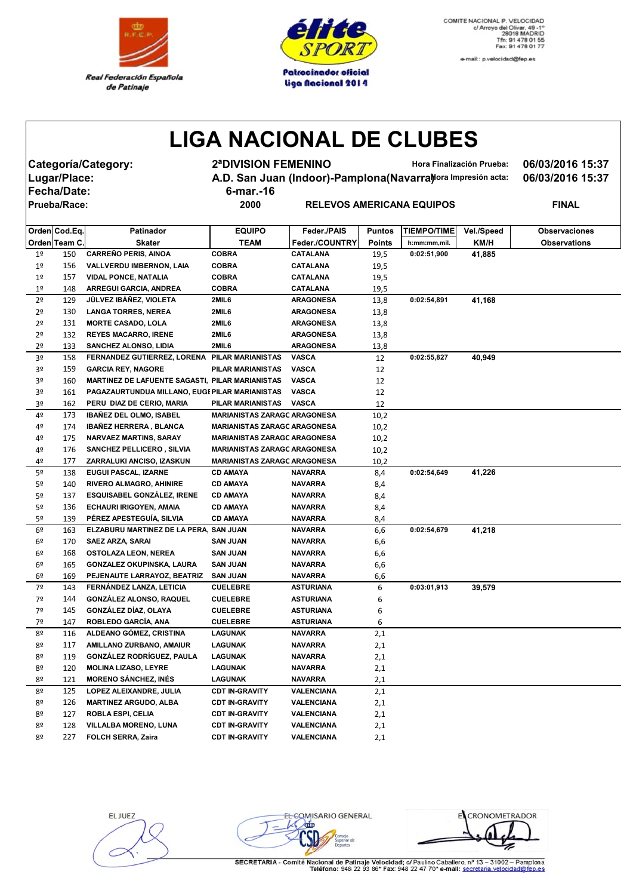Real Federación Española de Patinaje

élite SPORT — Patrocinador oficial liga Nacional 2014

COMITE NACIONAL P. VELOCIDAD
c/ Arroyo del Olivar, 49 -1º
28018 MADRID
Tfn: 91 478 01 55
Fax: 91 478 01 77
e-mail: p.velocidad@fep.es

# LIGA NACIONAL DE CLUBES

| | | | |
|---|---|---|---|
| **Categoría/Category:** | **2ªDIVISION FEMENINO** | **Hora Finalización Prueba:** | **06/03/2016 15:37** |
| **Lugar/Place:** | **A.D. San Juan (Indoor)-Pamplona(Navarra)** | **Hora Impresión acta:** | **06/03/2016 15:37** |
| **Fecha/Date:** | **6-mar.-16** | | |
| **Prueba/Race:** | **2000** | **RELEVOS AMERICANA EQUIPOS** | **FINAL** |

| Orden<br>Orden | Cod.Eq.<br>Team C. | Patinador<br>Skater | EQUIPO<br>TEAM | Feder./PAIS<br>Feder./COUNTRY | Puntos<br>Points | TIEMPO/TIME<br>h:mm:mm,mil. | Vel./Speed<br>KM/H | Observaciones<br>Observations |
|---|---|---|---|---|---|---|---|---|
| 1º | 150 | CARREÑO PERIS, AINOA | COBRA | CATALANA | 19,5 | 0:02:51,900 | 41,885 | |
| 1º | 156 | VALLVERDU IMBERNON, LAIA | COBRA | CATALANA | 19,5 | | | |
| 1º | 157 | VIDAL PONCE, NATALIA | COBRA | CATALANA | 19,5 | | | |
| 1º | 148 | ARREGUI GARCIA, ANDREA | COBRA | CATALANA | 19,5 | | | |
| 2º | 129 | JÚLVEZ IBÁÑEZ, VIOLETA | 2MIL6 | ARAGONESA | 13,8 | 0:02:54,891 | 41,168 | |
| 2º | 130 | LANGA TORRES, NEREA | 2MIL6 | ARAGONESA | 13,8 | | | |
| 2º | 131 | MORTE CASADO, LOLA | 2MIL6 | ARAGONESA | 13,8 | | | |
| 2º | 132 | REYES MACARRO, IRENE | 2MIL6 | ARAGONESA | 13,8 | | | |
| 2º | 133 | SANCHEZ ALONSO, LIDIA | 2MIL6 | ARAGONESA | 13,8 | | | |
| 3º | 158 | FERNANDEZ GUTIERREZ, LORENA | PILAR MARIANISTAS | VASCA | 12 | 0:02:55,827 | 40,949 | |
| 3º | 159 | GARCIA REY, NAGORE | PILAR MARIANISTAS | VASCA | 12 | | | |
| 3º | 160 | MARTINEZ DE LAFUENTE SAGASTI, | PILAR MARIANISTAS | VASCA | 12 | | | |
| 3º | 161 | PAGAZAURTUNDUA MILLANO, EUGE | PILAR MARIANISTAS | VASCA | 12 | | | |
| 3º | 162 | PERU DIAZ DE CERIO, MARIA | PILAR MARIANISTAS | VASCA | 12 | | | |
| 4º | 173 | IBAÑEZ DEL OLMO, ISABEL | MARIANISTAS ZARAGC | ARAGONESA | 10,2 | | | |
| 4º | 174 | IBAÑEZ HERRERA , BLANCA | MARIANISTAS ZARAGC | ARAGONESA | 10,2 | | | |
| 4º | 175 | NARVAEZ MARTINS, SARAY | MARIANISTAS ZARAGC | ARAGONESA | 10,2 | | | |
| 4º | 176 | SANCHEZ PELLICERO , SILVIA | MARIANISTAS ZARAGC | ARAGONESA | 10,2 | | | |
| 4º | 177 | ZARRALUKI ANCISO, IZASKUN | MARIANISTAS ZARAGC | ARAGONESA | 10,2 | | | |
| 5º | 138 | EUGUI PASCAL, IZARNE | CD AMAYA | NAVARRA | 8,4 | 0:02:54,649 | 41,226 | |
| 5º | 140 | RIVERO ALMAGRO, AHINIRE | CD AMAYA | NAVARRA | 8,4 | | | |
| 5º | 137 | ESQUISABEL GONZÁLEZ, IRENE | CD AMAYA | NAVARRA | 8,4 | | | |
| 5º | 136 | ECHAURI IRIGOYEN, AMAIA | CD AMAYA | NAVARRA | 8,4 | | | |
| 5º | 139 | PÉREZ APESTEGUÍA, SILVIA | CD AMAYA | NAVARRA | 8,4 | | | |
| 6º | 163 | ELZABURU MARTINEZ DE LA PERA, | SAN JUAN | NAVARRA | 6,6 | 0:02:54,679 | 41,218 | |
| 6º | 170 | SAEZ ARZA, SARAI | SAN JUAN | NAVARRA | 6,6 | | | |
| 6º | 168 | OSTOLAZA LEON, NEREA | SAN JUAN | NAVARRA | 6,6 | | | |
| 6º | 165 | GONZALEZ OKUPINSKA, LAURA | SAN JUAN | NAVARRA | 6,6 | | | |
| 6º | 169 | PEJENAUTE LARRAYOZ, BEATRIZ | SAN JUAN | NAVARRA | 6,6 | | | |
| 7º | 143 | FERNÁNDEZ LANZA, LETICIA | CUELEBRE | ASTURIANA | 6 | 0:03:01,913 | 39,579 | |
| 7º | 144 | GONZÁLEZ ALONSO, RAQUEL | CUELEBRE | ASTURIANA | 6 | | | |
| 7º | 145 | GONZÁLEZ DÍAZ, OLAYA | CUELEBRE | ASTURIANA | 6 | | | |
| 7º | 147 | ROBLEDO GARCÍA, ANA | CUELEBRE | ASTURIANA | 6 | | | |
| 8º | 116 | ALDEANO GÓMEZ, CRISTINA | LAGUNAK | NAVARRA | 2,1 | | | |
| 8º | 117 | AMILLANO ZURBANO, AMAIUR | LAGUNAK | NAVARRA | 2,1 | | | |
| 8º | 119 | GONZÁLEZ RODRÍGUEZ, PAULA | LAGUNAK | NAVARRA | 2,1 | | | |
| 8º | 120 | MOLINA LIZASO, LEYRE | LAGUNAK | NAVARRA | 2,1 | | | |
| 8º | 121 | MORENO SÁNCHEZ, INÉS | LAGUNAK | NAVARRA | 2,1 | | | |
| 8º | 125 | LOPEZ ALEIXANDRE, JULIA | CDT IN-GRAVITY | VALENCIANA | 2,1 | | | |
| 8º | 126 | MARTINEZ ARGUDO, ALBA | CDT IN-GRAVITY | VALENCIANA | 2,1 | | | |
| 8º | 127 | ROBLA ESPI, CELIA | CDT IN-GRAVITY | VALENCIANA | 2,1 | | | |
| 8º | 128 | VILLALBA MORENO, LUNA | CDT IN-GRAVITY | VALENCIANA | 2,1 | | | |
| 8º | 227 | FOLCH SERRA, Zaira | CDT IN-GRAVITY | VALENCIANA | 2,1 | | | |

EL JUEZ — EL COMISARIO GENERAL — EL CRONOMETRADOR

SECRETARIA - Comité Nacional de Patinaje Velocidad; c/ Paulino Caballero, nº 13 – 31002 – Pamplona
Teléfono: 948 22 93 86* Fax: 948 22 47 70* e-mail: secretaria.velocidad@fep.es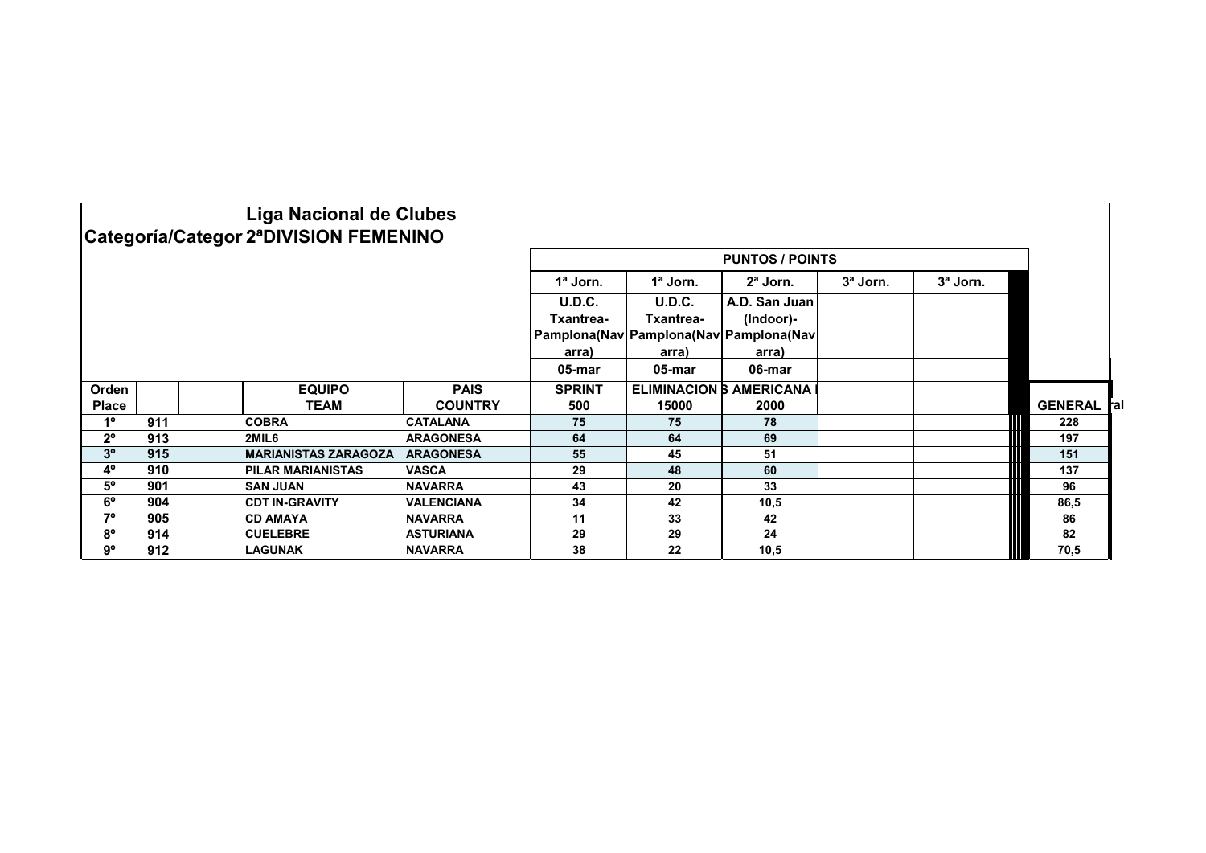**Liga Nacional de Clubes**

**Categoría/Categor 2ªDIVISION FEMENINO**

| | | | | | PUNTOS / POINTS | | | | | |
|---|---|---|---|---|---|---|---|---|---|---|
| | | | | | 1ª Jorn. | 1ª Jorn. | 2ª Jorn. | 3ª Jorn. | 3ª Jorn. | |
| | | | | | U.D.C. Txantrea-Pamplona(Navarra) | U.D.C. Txantrea-Pamplona(Navarra) | A.D. San Juan (Indoor)-Pamplona(Navarra) | | | |
| | | | | | 05-mar | 05-mar | 06-mar | | | |
| Orden Place | | | EQUIPO TEAM | PAIS COUNTRY | SPRINT 500 | ELIMINACION 15000 | S AMERICANA 2000 | | | GENERAL |
| 1º | 911 | | COBRA | CATALANA | 75 | 75 | 78 | | | 228 |
| 2º | 913 | | 2MIL6 | ARAGONESA | 64 | 64 | 69 | | | 197 |
| 3º | 915 | | MARIANISTAS ZARAGOZA | ARAGONESA | 55 | 45 | 51 | | | 151 |
| 4º | 910 | | PILAR MARIANISTAS | VASCA | 29 | 48 | 60 | | | 137 |
| 5º | 901 | | SAN JUAN | NAVARRA | 43 | 20 | 33 | | | 96 |
| 6º | 904 | | CDT IN-GRAVITY | VALENCIANA | 34 | 42 | 10,5 | | | 86,5 |
| 7º | 905 | | CD AMAYA | NAVARRA | 11 | 33 | 42 | | | 86 |
| 8º | 914 | | CUELEBRE | ASTURIANA | 29 | 29 | 24 | | | 82 |
| 9º | 912 | | LAGUNAK | NAVARRA | 38 | 22 | 10,5 | | | 70,5 |